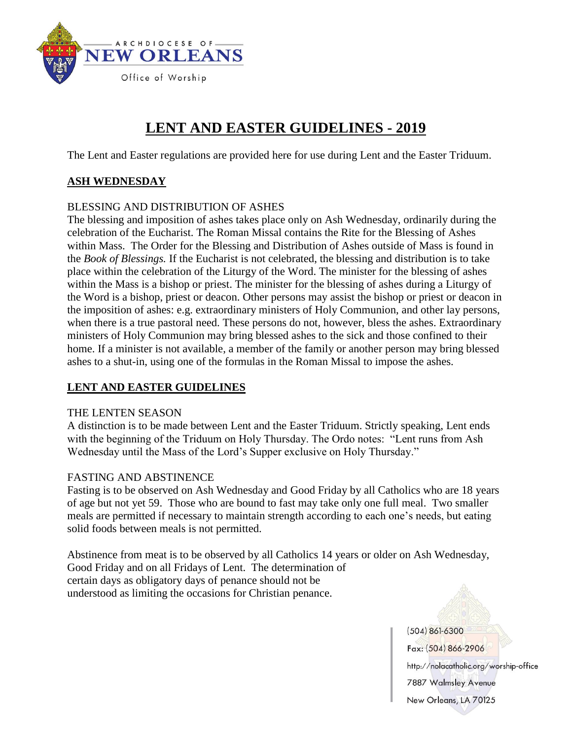ARCHDIOCESE OF NEW ORLEANS
Office of Worship

# LENT AND EASTER GUIDELINES - 2019

The Lent and Easter regulations are provided here for use during Lent and the Easter Triduum.

## ASH WEDNESDAY

### BLESSING AND DISTRIBUTION OF ASHES

The blessing and imposition of ashes takes place only on Ash Wednesday, ordinarily during the celebration of the Eucharist. The Roman Missal contains the Rite for the Blessing of Ashes within Mass. The Order for the Blessing and Distribution of Ashes outside of Mass is found in the *Book of Blessings.* If the Eucharist is not celebrated, the blessing and distribution is to take place within the celebration of the Liturgy of the Word. The minister for the blessing of ashes within the Mass is a bishop or priest. The minister for the blessing of ashes during a Liturgy of the Word is a bishop, priest or deacon. Other persons may assist the bishop or priest or deacon in the imposition of ashes: e.g. extraordinary ministers of Holy Communion, and other lay persons, when there is a true pastoral need. These persons do not, however, bless the ashes. Extraordinary ministers of Holy Communion may bring blessed ashes to the sick and those confined to their home. If a minister is not available, a member of the family or another person may bring blessed ashes to a shut-in, using one of the formulas in the Roman Missal to impose the ashes.

## LENT AND EASTER GUIDELINES

### THE LENTEN SEASON

A distinction is to be made between Lent and the Easter Triduum. Strictly speaking, Lent ends with the beginning of the Triduum on Holy Thursday. The Ordo notes: "Lent runs from Ash Wednesday until the Mass of the Lord's Supper exclusive on Holy Thursday."

### FASTING AND ABSTINENCE

Fasting is to be observed on Ash Wednesday and Good Friday by all Catholics who are 18 years of age but not yet 59. Those who are bound to fast may take only one full meal. Two smaller meals are permitted if necessary to maintain strength according to each one's needs, but eating solid foods between meals is not permitted.

Abstinence from meat is to be observed by all Catholics 14 years or older on Ash Wednesday, Good Friday and on all Fridays of Lent. The determination of certain days as obligatory days of penance should not be understood as limiting the occasions for Christian penance.

(504) 861-6300
Fax: (504) 866-2906
http://nolacatholic.org/worship-office
7887 Walmsley Avenue
New Orleans, LA 70125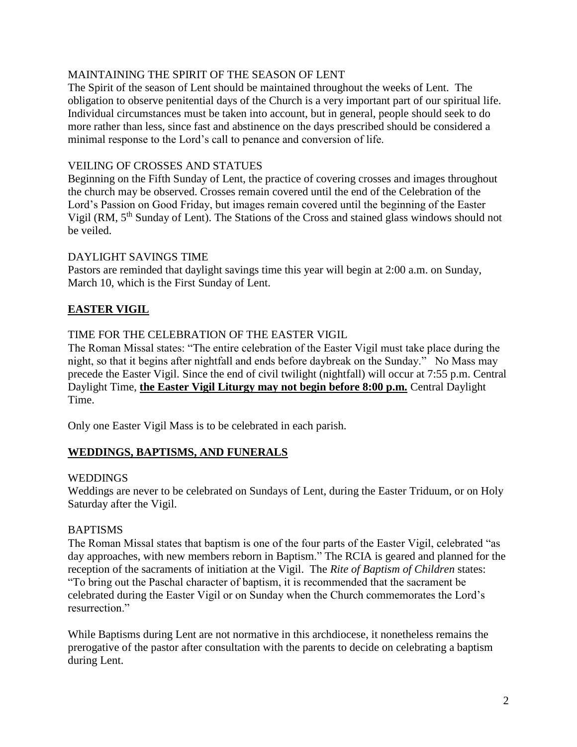### MAINTAINING THE SPIRIT OF THE SEASON OF LENT

The Spirit of the season of Lent should be maintained throughout the weeks of Lent. The obligation to observe penitential days of the Church is a very important part of our spiritual life. Individual circumstances must be taken into account, but in general, people should seek to do more rather than less, since fast and abstinence on the days prescribed should be considered a minimal response to the Lord's call to penance and conversion of life.

### VEILING OF CROSSES AND STATUES

Beginning on the Fifth Sunday of Lent, the practice of covering crosses and images throughout the church may be observed. Crosses remain covered until the end of the Celebration of the Lord's Passion on Good Friday, but images remain covered until the beginning of the Easter Vigil (RM, 5th Sunday of Lent). The Stations of the Cross and stained glass windows should not be veiled.

### DAYLIGHT SAVINGS TIME

Pastors are reminded that daylight savings time this year will begin at 2:00 a.m. on Sunday, March 10, which is the First Sunday of Lent.

## EASTER VIGIL

### TIME FOR THE CELEBRATION OF THE EASTER VIGIL

The Roman Missal states: "The entire celebration of the Easter Vigil must take place during the night, so that it begins after nightfall and ends before daybreak on the Sunday." No Mass may precede the Easter Vigil. Since the end of civil twilight (nightfall) will occur at 7:55 p.m. Central Daylight Time, **the Easter Vigil Liturgy may not begin before 8:00 p.m.** Central Daylight Time.

Only one Easter Vigil Mass is to be celebrated in each parish.

## WEDDINGS, BAPTISMS, AND FUNERALS

### WEDDINGS

Weddings are never to be celebrated on Sundays of Lent, during the Easter Triduum, or on Holy Saturday after the Vigil.

### BAPTISMS

The Roman Missal states that baptism is one of the four parts of the Easter Vigil, celebrated "as day approaches, with new members reborn in Baptism." The RCIA is geared and planned for the reception of the sacraments of initiation at the Vigil. The *Rite of Baptism of Children* states: "To bring out the Paschal character of baptism, it is recommended that the sacrament be celebrated during the Easter Vigil or on Sunday when the Church commemorates the Lord's resurrection."

While Baptisms during Lent are not normative in this archdiocese, it nonetheless remains the prerogative of the pastor after consultation with the parents to decide on celebrating a baptism during Lent.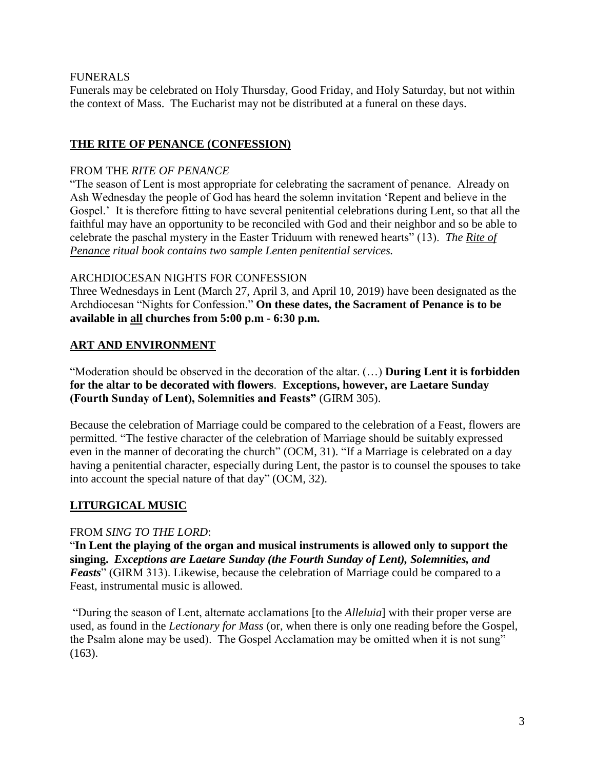FUNERALS

Funerals may be celebrated on Holy Thursday, Good Friday, and Holy Saturday, but not within the context of Mass. The Eucharist may not be distributed at a funeral on these days.

## THE RITE OF PENANCE (CONFESSION)

FROM THE *RITE OF PENANCE*

"The season of Lent is most appropriate for celebrating the sacrament of penance. Already on Ash Wednesday the people of God has heard the solemn invitation 'Repent and believe in the Gospel.' It is therefore fitting to have several penitential celebrations during Lent, so that all the faithful may have an opportunity to be reconciled with God and their neighbor and so be able to celebrate the paschal mystery in the Easter Triduum with renewed hearts" (13). *The Rite of Penance ritual book contains two sample Lenten penitential services.*

ARCHDIOCESAN NIGHTS FOR CONFESSION

Three Wednesdays in Lent (March 27, April 3, and April 10, 2019) have been designated as the Archdiocesan "Nights for Confession." **On these dates, the Sacrament of Penance is to be available in all churches from 5:00 p.m - 6:30 p.m.**

## ART AND ENVIRONMENT

"Moderation should be observed in the decoration of the altar. (…) **During Lent it is forbidden for the altar to be decorated with flowers**. **Exceptions, however, are Laetare Sunday (Fourth Sunday of Lent), Solemnities and Feasts"** (GIRM 305).

Because the celebration of Marriage could be compared to the celebration of a Feast, flowers are permitted. "The festive character of the celebration of Marriage should be suitably expressed even in the manner of decorating the church" (OCM, 31). "If a Marriage is celebrated on a day having a penitential character, especially during Lent, the pastor is to counsel the spouses to take into account the special nature of that day" (OCM, 32).

## LITURGICAL MUSIC

FROM *SING TO THE LORD*:

"**In Lent the playing of the organ and musical instruments is allowed only to support the singing.** ***Exceptions are Laetare Sunday (the Fourth Sunday of Lent), Solemnities, and Feasts***" (GIRM 313). Likewise, because the celebration of Marriage could be compared to a Feast, instrumental music is allowed.

"During the season of Lent, alternate acclamations [to the *Alleluia*] with their proper verse are used, as found in the *Lectionary for Mass* (or, when there is only one reading before the Gospel, the Psalm alone may be used). The Gospel Acclamation may be omitted when it is not sung" (163).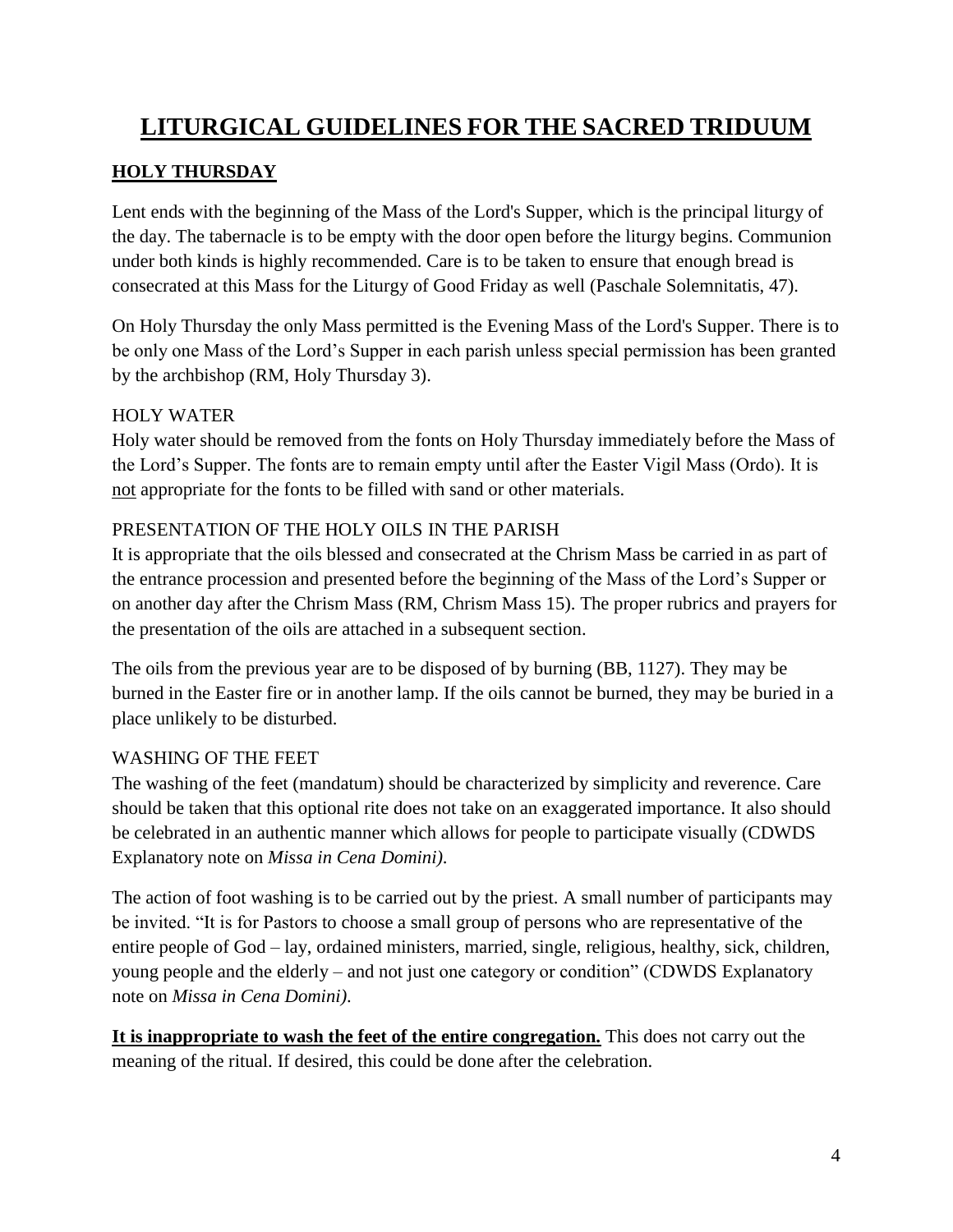# LITURGICAL GUIDELINES FOR THE SACRED TRIDUUM

## HOLY THURSDAY

Lent ends with the beginning of the Mass of the Lord's Supper, which is the principal liturgy of the day. The tabernacle is to be empty with the door open before the liturgy begins. Communion under both kinds is highly recommended. Care is to be taken to ensure that enough bread is consecrated at this Mass for the Liturgy of Good Friday as well (Paschale Solemnitatis, 47).

On Holy Thursday the only Mass permitted is the Evening Mass of the Lord's Supper. There is to be only one Mass of the Lord's Supper in each parish unless special permission has been granted by the archbishop (RM, Holy Thursday 3).

### HOLY WATER

Holy water should be removed from the fonts on Holy Thursday immediately before the Mass of the Lord's Supper. The fonts are to remain empty until after the Easter Vigil Mass (Ordo). It is <u>not</u> appropriate for the fonts to be filled with sand or other materials.

### PRESENTATION OF THE HOLY OILS IN THE PARISH

It is appropriate that the oils blessed and consecrated at the Chrism Mass be carried in as part of the entrance procession and presented before the beginning of the Mass of the Lord's Supper or on another day after the Chrism Mass (RM, Chrism Mass 15). The proper rubrics and prayers for the presentation of the oils are attached in a subsequent section.

The oils from the previous year are to be disposed of by burning (BB, 1127). They may be burned in the Easter fire or in another lamp. If the oils cannot be burned, they may be buried in a place unlikely to be disturbed.

### WASHING OF THE FEET

The washing of the feet (mandatum) should be characterized by simplicity and reverence. Care should be taken that this optional rite does not take on an exaggerated importance. It also should be celebrated in an authentic manner which allows for people to participate visually (CDWDS Explanatory note on *Missa in Cena Domini)*.

The action of foot washing is to be carried out by the priest. A small number of participants may be invited. “It is for Pastors to choose a small group of persons who are representative of the entire people of God – lay, ordained ministers, married, single, religious, healthy, sick, children, young people and the elderly – and not just one category or condition” (CDWDS Explanatory note on *Missa in Cena Domini)*.

**<u>It is inappropriate to wash the feet of the entire congregation.</u>** This does not carry out the meaning of the ritual. If desired, this could be done after the celebration.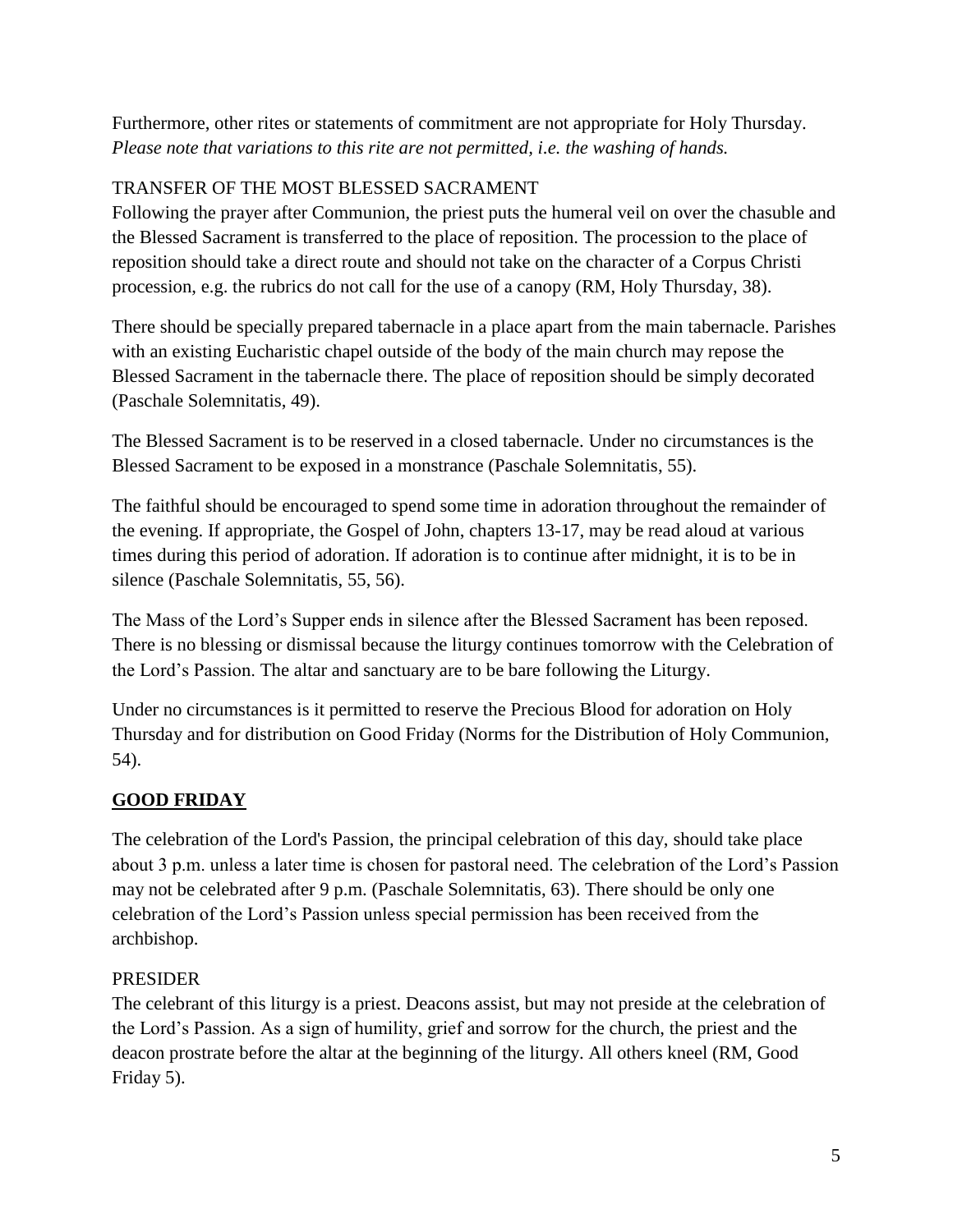Furthermore, other rites or statements of commitment are not appropriate for Holy Thursday. *Please note that variations to this rite are not permitted, i.e. the washing of hands.*

TRANSFER OF THE MOST BLESSED SACRAMENT

Following the prayer after Communion, the priest puts the humeral veil on over the chasuble and the Blessed Sacrament is transferred to the place of reposition. The procession to the place of reposition should take a direct route and should not take on the character of a Corpus Christi procession, e.g. the rubrics do not call for the use of a canopy (RM, Holy Thursday, 38).

There should be specially prepared tabernacle in a place apart from the main tabernacle. Parishes with an existing Eucharistic chapel outside of the body of the main church may repose the Blessed Sacrament in the tabernacle there. The place of reposition should be simply decorated (Paschale Solemnitatis, 49).

The Blessed Sacrament is to be reserved in a closed tabernacle. Under no circumstances is the Blessed Sacrament to be exposed in a monstrance (Paschale Solemnitatis, 55).

The faithful should be encouraged to spend some time in adoration throughout the remainder of the evening. If appropriate, the Gospel of John, chapters 13-17, may be read aloud at various times during this period of adoration. If adoration is to continue after midnight, it is to be in silence (Paschale Solemnitatis, 55, 56).

The Mass of the Lord's Supper ends in silence after the Blessed Sacrament has been reposed. There is no blessing or dismissal because the liturgy continues tomorrow with the Celebration of the Lord's Passion. The altar and sanctuary are to be bare following the Liturgy.

Under no circumstances is it permitted to reserve the Precious Blood for adoration on Holy Thursday and for distribution on Good Friday (Norms for the Distribution of Holy Communion, 54).

## **GOOD FRIDAY**

The celebration of the Lord's Passion, the principal celebration of this day, should take place about 3 p.m. unless a later time is chosen for pastoral need. The celebration of the Lord's Passion may not be celebrated after 9 p.m. (Paschale Solemnitatis, 63). There should be only one celebration of the Lord's Passion unless special permission has been received from the archbishop.

PRESIDER

The celebrant of this liturgy is a priest. Deacons assist, but may not preside at the celebration of the Lord's Passion. As a sign of humility, grief and sorrow for the church, the priest and the deacon prostrate before the altar at the beginning of the liturgy. All others kneel (RM, Good Friday 5).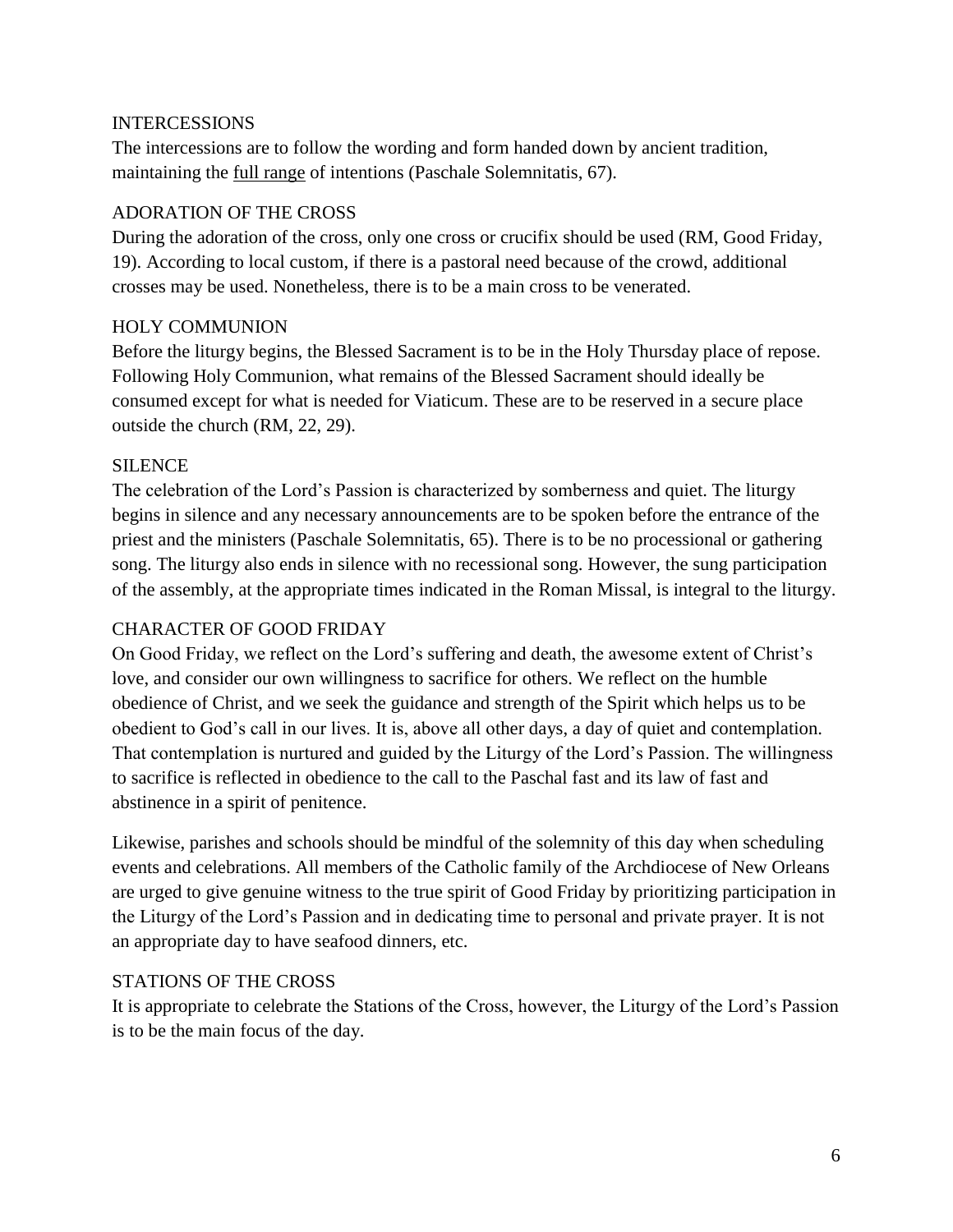## INTERCESSIONS

The intercessions are to follow the wording and form handed down by ancient tradition, maintaining the full range of intentions (Paschale Solemnitatis, 67).

## ADORATION OF THE CROSS

During the adoration of the cross, only one cross or crucifix should be used (RM, Good Friday, 19). According to local custom, if there is a pastoral need because of the crowd, additional crosses may be used. Nonetheless, there is to be a main cross to be venerated.

## HOLY COMMUNION

Before the liturgy begins, the Blessed Sacrament is to be in the Holy Thursday place of repose. Following Holy Communion, what remains of the Blessed Sacrament should ideally be consumed except for what is needed for Viaticum. These are to be reserved in a secure place outside the church (RM, 22, 29).

## SILENCE

The celebration of the Lord's Passion is characterized by somberness and quiet. The liturgy begins in silence and any necessary announcements are to be spoken before the entrance of the priest and the ministers (Paschale Solemnitatis, 65). There is to be no processional or gathering song. The liturgy also ends in silence with no recessional song. However, the sung participation of the assembly, at the appropriate times indicated in the Roman Missal, is integral to the liturgy.

## CHARACTER OF GOOD FRIDAY

On Good Friday, we reflect on the Lord's suffering and death, the awesome extent of Christ's love, and consider our own willingness to sacrifice for others. We reflect on the humble obedience of Christ, and we seek the guidance and strength of the Spirit which helps us to be obedient to God's call in our lives. It is, above all other days, a day of quiet and contemplation. That contemplation is nurtured and guided by the Liturgy of the Lord's Passion. The willingness to sacrifice is reflected in obedience to the call to the Paschal fast and its law of fast and abstinence in a spirit of penitence.

Likewise, parishes and schools should be mindful of the solemnity of this day when scheduling events and celebrations. All members of the Catholic family of the Archdiocese of New Orleans are urged to give genuine witness to the true spirit of Good Friday by prioritizing participation in the Liturgy of the Lord's Passion and in dedicating time to personal and private prayer. It is not an appropriate day to have seafood dinners, etc.

## STATIONS OF THE CROSS

It is appropriate to celebrate the Stations of the Cross, however, the Liturgy of the Lord's Passion is to be the main focus of the day.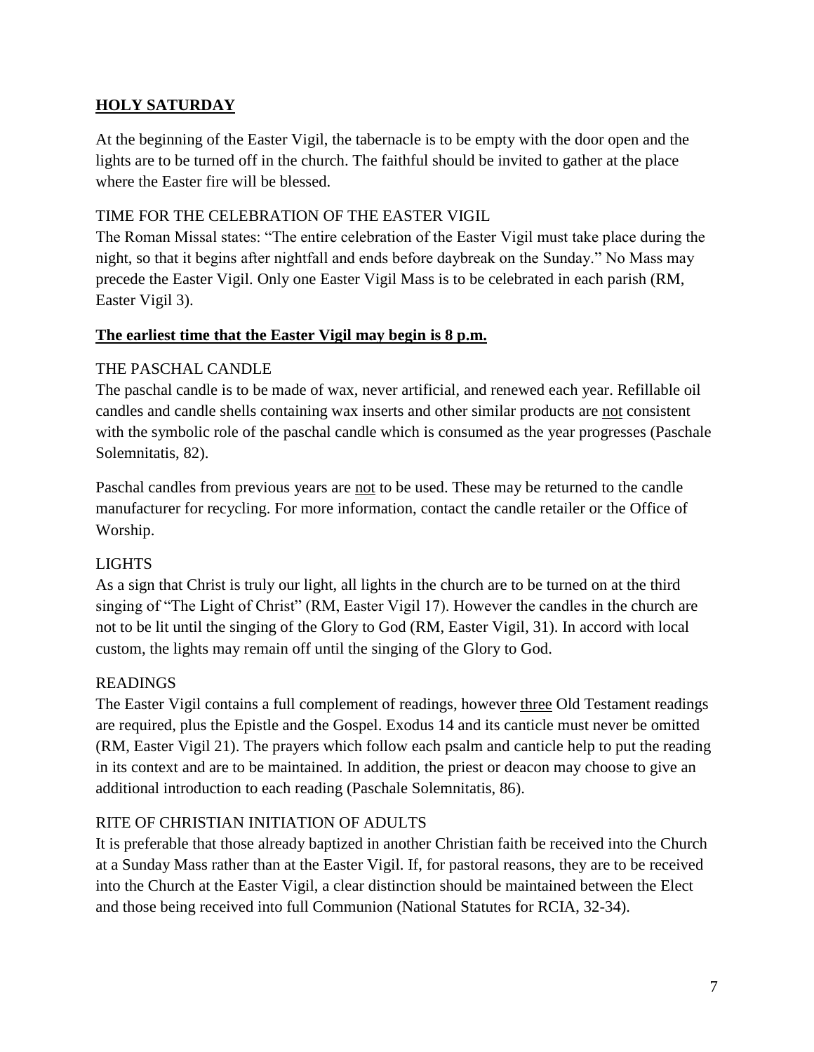## **HOLY SATURDAY**

At the beginning of the Easter Vigil, the tabernacle is to be empty with the door open and the lights are to be turned off in the church. The faithful should be invited to gather at the place where the Easter fire will be blessed.

### TIME FOR THE CELEBRATION OF THE EASTER VIGIL

The Roman Missal states: "The entire celebration of the Easter Vigil must take place during the night, so that it begins after nightfall and ends before daybreak on the Sunday." No Mass may precede the Easter Vigil. Only one Easter Vigil Mass is to be celebrated in each parish (RM, Easter Vigil 3).

**The earliest time that the Easter Vigil may begin is 8 p.m.**

### THE PASCHAL CANDLE

The paschal candle is to be made of wax, never artificial, and renewed each year. Refillable oil candles and candle shells containing wax inserts and other similar products are not consistent with the symbolic role of the paschal candle which is consumed as the year progresses (Paschale Solemnitatis, 82).

Paschal candles from previous years are not to be used. These may be returned to the candle manufacturer for recycling. For more information, contact the candle retailer or the Office of Worship.

### LIGHTS

As a sign that Christ is truly our light, all lights in the church are to be turned on at the third singing of "The Light of Christ" (RM, Easter Vigil 17). However the candles in the church are not to be lit until the singing of the Glory to God (RM, Easter Vigil, 31). In accord with local custom, the lights may remain off until the singing of the Glory to God.

### READINGS

The Easter Vigil contains a full complement of readings, however three Old Testament readings are required, plus the Epistle and the Gospel. Exodus 14 and its canticle must never be omitted (RM, Easter Vigil 21). The prayers which follow each psalm and canticle help to put the reading in its context and are to be maintained. In addition, the priest or deacon may choose to give an additional introduction to each reading (Paschale Solemnitatis, 86).

### RITE OF CHRISTIAN INITIATION OF ADULTS

It is preferable that those already baptized in another Christian faith be received into the Church at a Sunday Mass rather than at the Easter Vigil. If, for pastoral reasons, they are to be received into the Church at the Easter Vigil, a clear distinction should be maintained between the Elect and those being received into full Communion (National Statutes for RCIA, 32-34).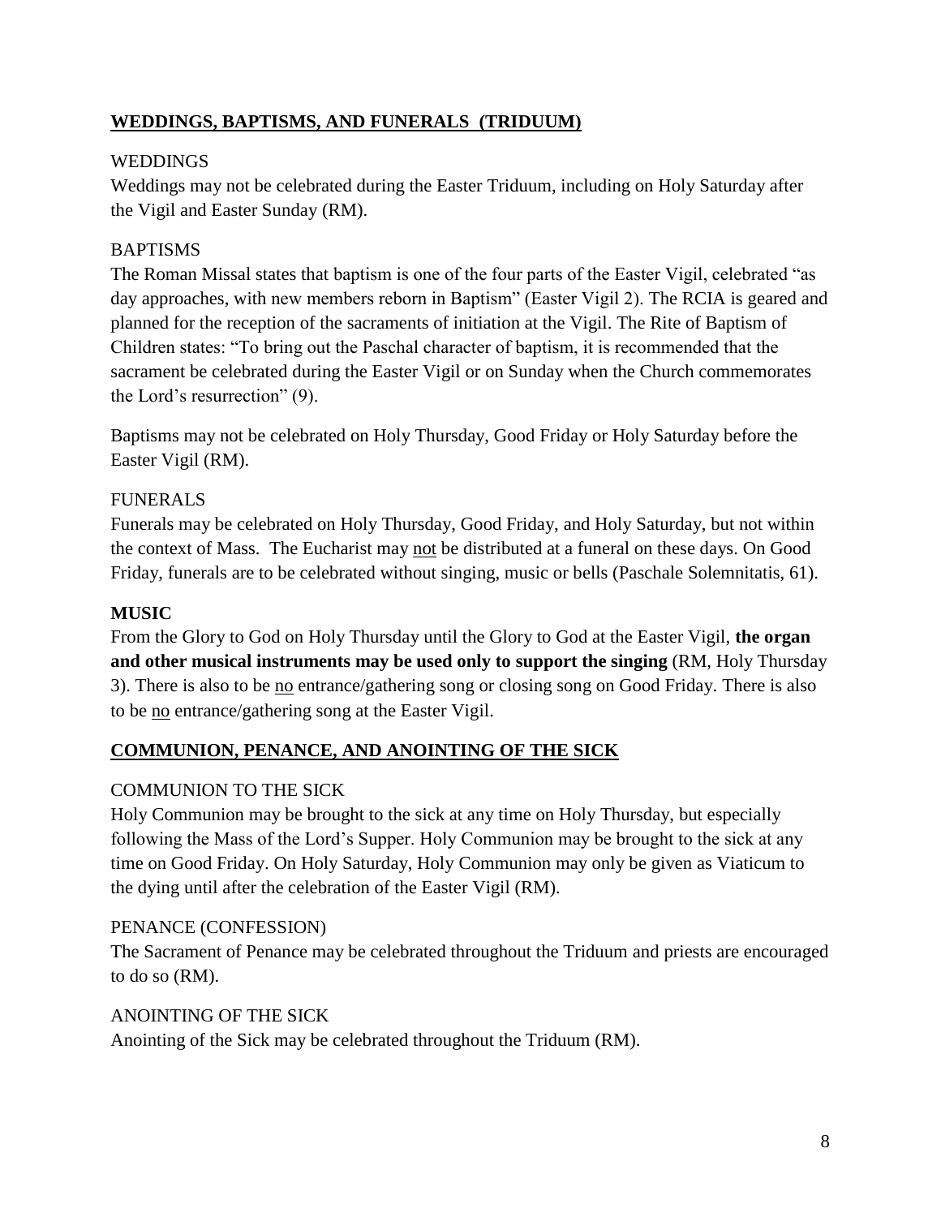## **WEDDINGS, BAPTISMS, AND FUNERALS (TRIDUUM)**

### WEDDINGS

Weddings may not be celebrated during the Easter Triduum, including on Holy Saturday after the Vigil and Easter Sunday (RM).

### BAPTISMS

The Roman Missal states that baptism is one of the four parts of the Easter Vigil, celebrated "as day approaches, with new members reborn in Baptism" (Easter Vigil 2). The RCIA is geared and planned for the reception of the sacraments of initiation at the Vigil. The Rite of Baptism of Children states: "To bring out the Paschal character of baptism, it is recommended that the sacrament be celebrated during the Easter Vigil or on Sunday when the Church commemorates the Lord's resurrection" (9).

Baptisms may not be celebrated on Holy Thursday, Good Friday or Holy Saturday before the Easter Vigil (RM).

### FUNERALS

Funerals may be celebrated on Holy Thursday, Good Friday, and Holy Saturday, but not within the context of Mass. The Eucharist may not be distributed at a funeral on these days. On Good Friday, funerals are to be celebrated without singing, music or bells (Paschale Solemnitatis, 61).

### **MUSIC**

From the Glory to God on Holy Thursday until the Glory to God at the Easter Vigil, **the organ and other musical instruments may be used only to support the singing** (RM, Holy Thursday 3). There is also to be no entrance/gathering song or closing song on Good Friday. There is also to be no entrance/gathering song at the Easter Vigil.

## **COMMUNION, PENANCE, AND ANOINTING OF THE SICK**

### COMMUNION TO THE SICK

Holy Communion may be brought to the sick at any time on Holy Thursday, but especially following the Mass of the Lord's Supper. Holy Communion may be brought to the sick at any time on Good Friday. On Holy Saturday, Holy Communion may only be given as Viaticum to the dying until after the celebration of the Easter Vigil (RM).

### PENANCE (CONFESSION)

The Sacrament of Penance may be celebrated throughout the Triduum and priests are encouraged to do so (RM).

### ANOINTING OF THE SICK

Anointing of the Sick may be celebrated throughout the Triduum (RM).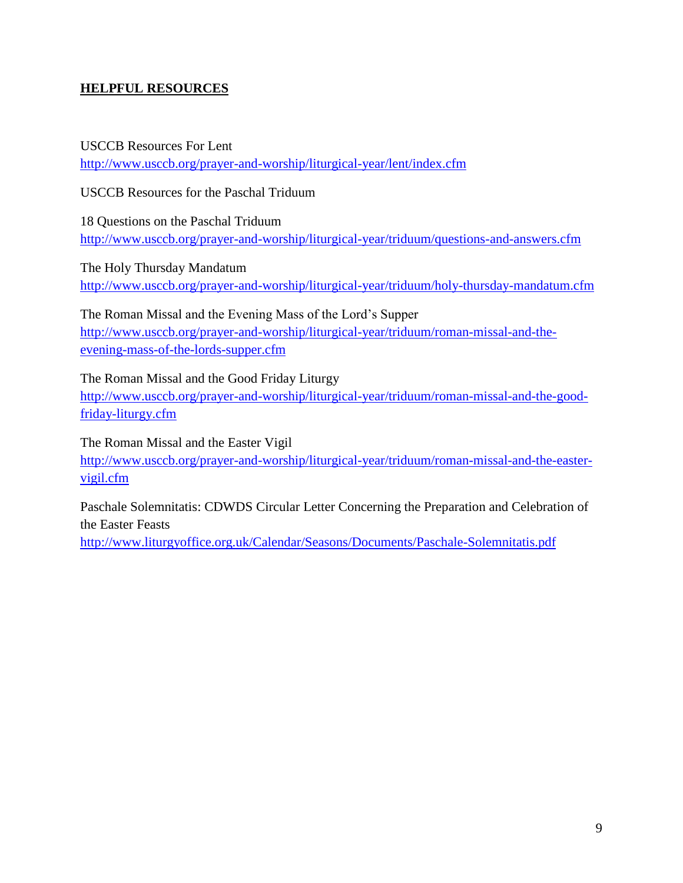## **HELPFUL RESOURCES**

USCCB Resources For Lent
http://www.usccb.org/prayer-and-worship/liturgical-year/lent/index.cfm

USCCB Resources for the Paschal Triduum

18 Questions on the Paschal Triduum
http://www.usccb.org/prayer-and-worship/liturgical-year/triduum/questions-and-answers.cfm

The Holy Thursday Mandatum
http://www.usccb.org/prayer-and-worship/liturgical-year/triduum/holy-thursday-mandatum.cfm

The Roman Missal and the Evening Mass of the Lord's Supper
http://www.usccb.org/prayer-and-worship/liturgical-year/triduum/roman-missal-and-the-evening-mass-of-the-lords-supper.cfm

The Roman Missal and the Good Friday Liturgy
http://www.usccb.org/prayer-and-worship/liturgical-year/triduum/roman-missal-and-the-good-friday-liturgy.cfm

The Roman Missal and the Easter Vigil
http://www.usccb.org/prayer-and-worship/liturgical-year/triduum/roman-missal-and-the-easter-vigil.cfm

Paschale Solemnitatis: CDWDS Circular Letter Concerning the Preparation and Celebration of the Easter Feasts
http://www.liturgyoffice.org.uk/Calendar/Seasons/Documents/Paschale-Solemnitatis.pdf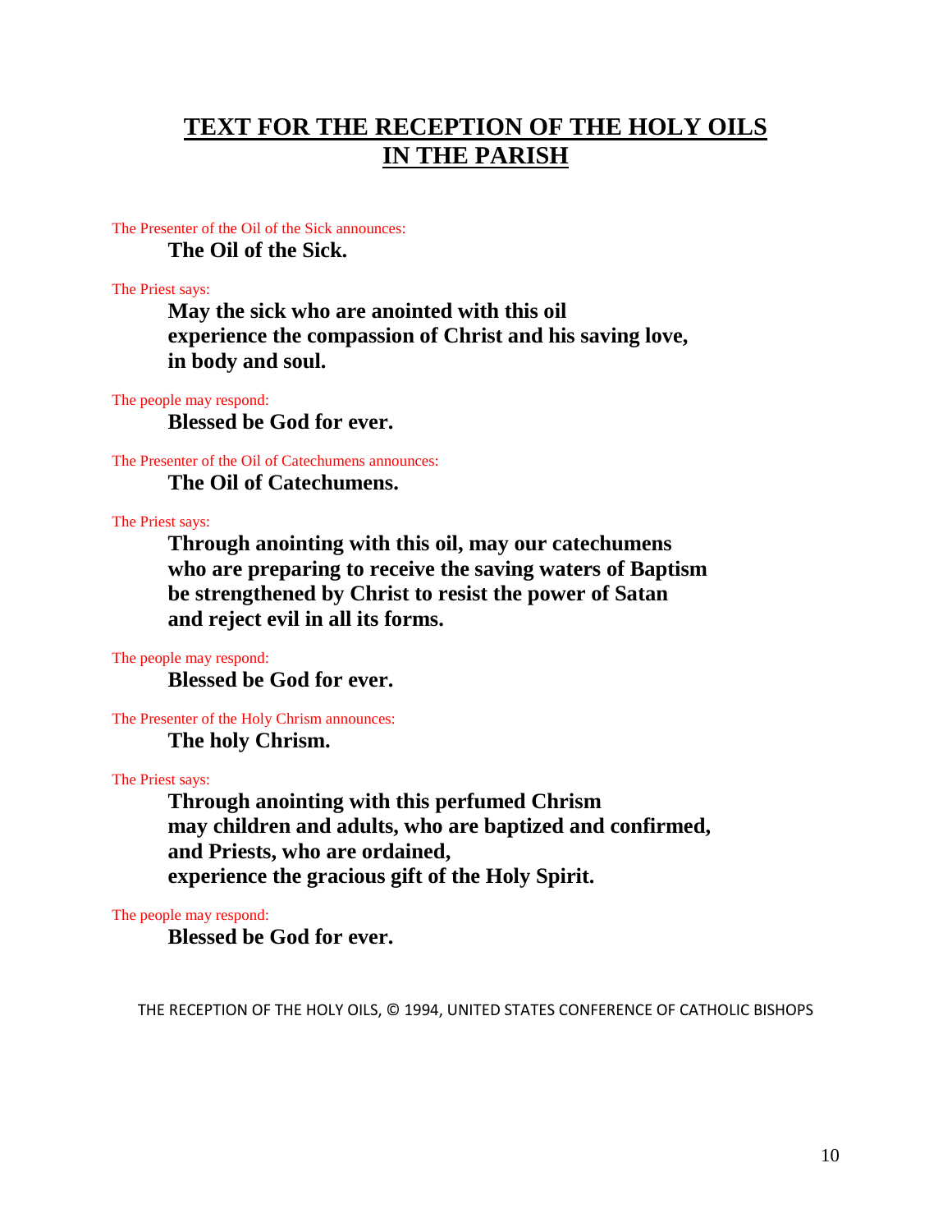# TEXT FOR THE RECEPTION OF THE HOLY OILS IN THE PARISH

The Presenter of the Oil of the Sick announces:

**The Oil of the Sick.**

The Priest says:

**May the sick who are anointed with this oil**
**experience the compassion of Christ and his saving love,**
**in body and soul.**

The people may respond:

**Blessed be God for ever.**

The Presenter of the Oil of Catechumens announces:

**The Oil of Catechumens.**

The Priest says:

**Through anointing with this oil, may our catechumens**
**who are preparing to receive the saving waters of Baptism**
**be strengthened by Christ to resist the power of Satan**
**and reject evil in all its forms.**

The people may respond:

**Blessed be God for ever.**

The Presenter of the Holy Chrism announces:

**The holy Chrism.**

The Priest says:

**Through anointing with this perfumed Chrism**
**may children and adults, who are baptized and confirmed,**
**and Priests, who are ordained,**
**experience the gracious gift of the Holy Spirit.**

The people may respond:

**Blessed be God for ever.**

THE RECEPTION OF THE HOLY OILS, © 1994, UNITED STATES CONFERENCE OF CATHOLIC BISHOPS